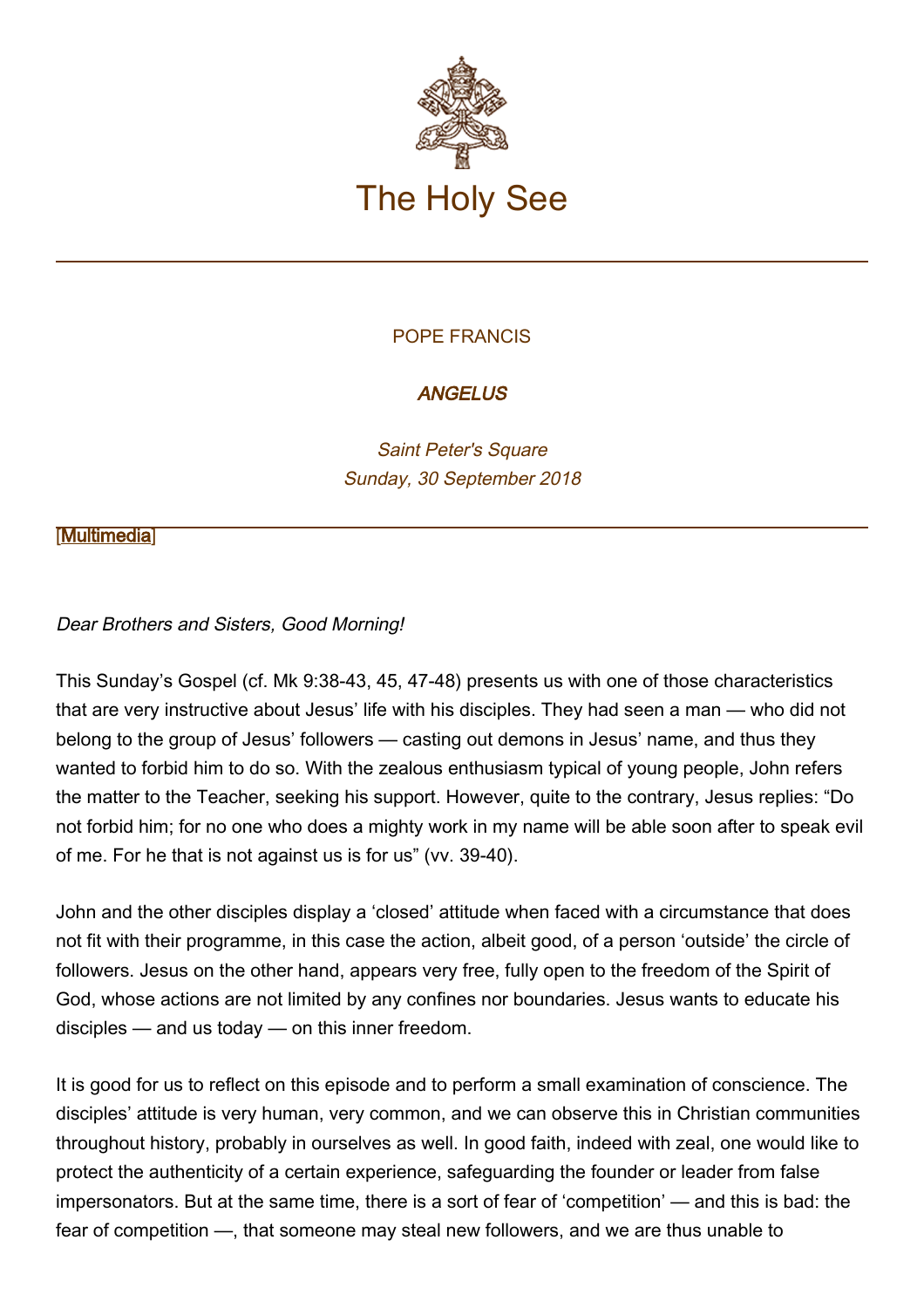# The Holy See

POPE FRANCIS

***ANGELUS***

*Saint Peter's Square*
*Sunday, 30 September 2018*

[Multimedia]

*Dear Brothers and Sisters, Good Morning!*

This Sunday's Gospel (cf. Mk 9:38-43, 45, 47-48) presents us with one of those characteristics that are very instructive about Jesus' life with his disciples. They had seen a man — who did not belong to the group of Jesus' followers — casting out demons in Jesus' name, and thus they wanted to forbid him to do so. With the zealous enthusiasm typical of young people, John refers the matter to the Teacher, seeking his support. However, quite to the contrary, Jesus replies: "Do not forbid him; for no one who does a mighty work in my name will be able soon after to speak evil of me. For he that is not against us is for us" (vv. 39-40).

John and the other disciples display a 'closed' attitude when faced with a circumstance that does not fit with their programme, in this case the action, albeit good, of a person 'outside' the circle of followers. Jesus on the other hand, appears very free, fully open to the freedom of the Spirit of God, whose actions are not limited by any confines nor boundaries. Jesus wants to educate his disciples — and us today — on this inner freedom.

It is good for us to reflect on this episode and to perform a small examination of conscience. The disciples' attitude is very human, very common, and we can observe this in Christian communities throughout history, probably in ourselves as well. In good faith, indeed with zeal, one would like to protect the authenticity of a certain experience, safeguarding the founder or leader from false impersonators. But at the same time, there is a sort of fear of 'competition' — and this is bad: the fear of competition —, that someone may steal new followers, and we are thus unable to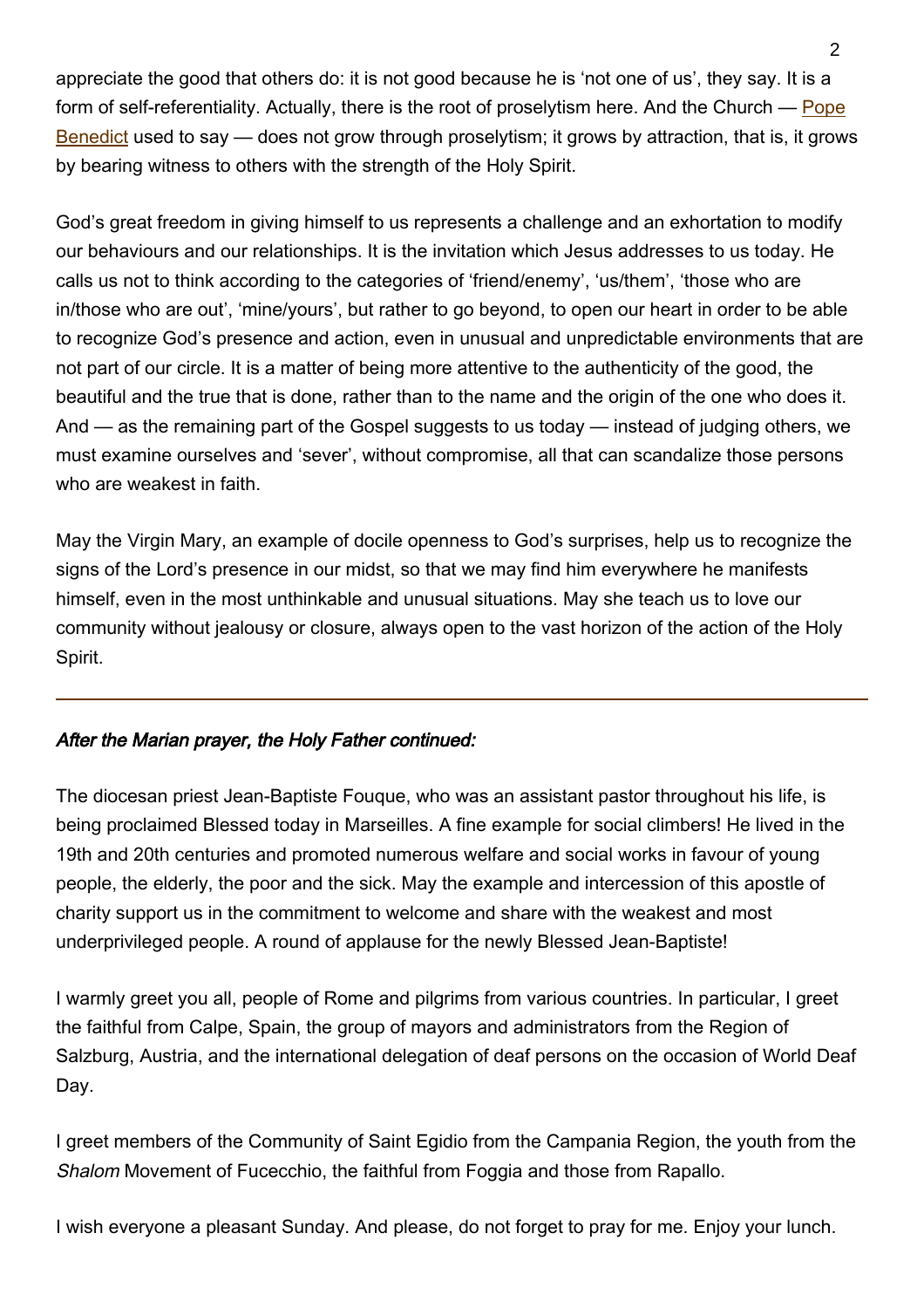appreciate the good that others do: it is not good because he is 'not one of us', they say. It is a form of self-referentiality. Actually, there is the root of proselytism here. And the Church — Pope Benedict used to say — does not grow through proselytism; it grows by attraction, that is, it grows by bearing witness to others with the strength of the Holy Spirit.

God's great freedom in giving himself to us represents a challenge and an exhortation to modify our behaviours and our relationships. It is the invitation which Jesus addresses to us today. He calls us not to think according to the categories of 'friend/enemy', 'us/them', 'those who are in/those who are out', 'mine/yours', but rather to go beyond, to open our heart in order to be able to recognize God's presence and action, even in unusual and unpredictable environments that are not part of our circle. It is a matter of being more attentive to the authenticity of the good, the beautiful and the true that is done, rather than to the name and the origin of the one who does it. And — as the remaining part of the Gospel suggests to us today — instead of judging others, we must examine ourselves and 'sever', without compromise, all that can scandalize those persons who are weakest in faith.

May the Virgin Mary, an example of docile openness to God's surprises, help us to recognize the signs of the Lord's presence in our midst, so that we may find him everywhere he manifests himself, even in the most unthinkable and unusual situations. May she teach us to love our community without jealousy or closure, always open to the vast horizon of the action of the Holy Spirit.

---

***After the Marian prayer, the Holy Father continued:***

The diocesan priest Jean-Baptiste Fouque, who was an assistant pastor throughout his life, is being proclaimed Blessed today in Marseilles. A fine example for social climbers! He lived in the 19th and 20th centuries and promoted numerous welfare and social works in favour of young people, the elderly, the poor and the sick. May the example and intercession of this apostle of charity support us in the commitment to welcome and share with the weakest and most underprivileged people. A round of applause for the newly Blessed Jean-Baptiste!

I warmly greet you all, people of Rome and pilgrims from various countries. In particular, I greet the faithful from Calpe, Spain, the group of mayors and administrators from the Region of Salzburg, Austria, and the international delegation of deaf persons on the occasion of World Deaf Day.

I greet members of the Community of Saint Egidio from the Campania Region, the youth from the *Shalom* Movement of Fucecchio, the faithful from Foggia and those from Rapallo.

I wish everyone a pleasant Sunday. And please, do not forget to pray for me. Enjoy your lunch.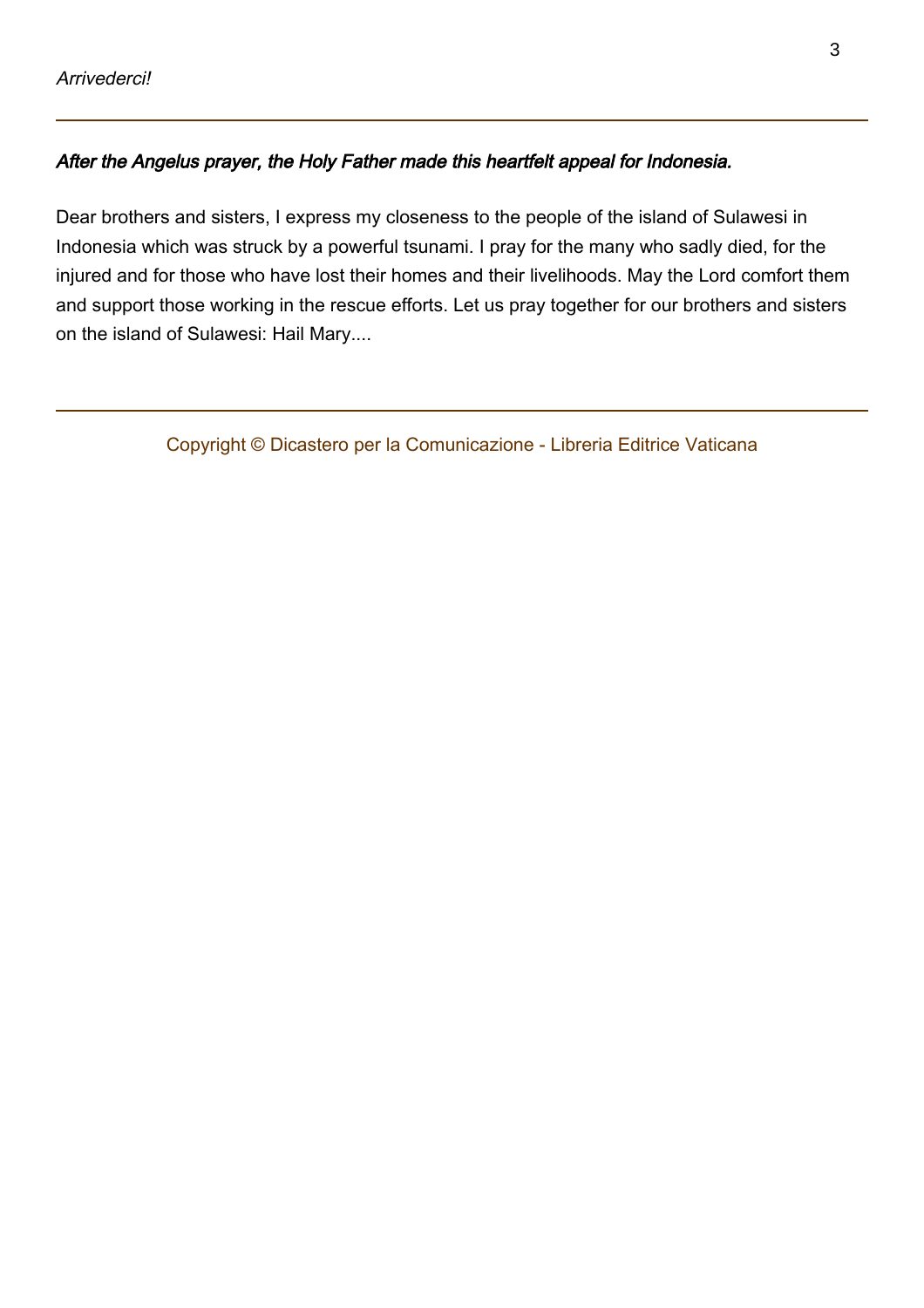*Arrivederci!*

---

***After the Angelus prayer, the Holy Father made this heartfelt appeal for Indonesia.***

Dear brothers and sisters, I express my closeness to the people of the island of Sulawesi in Indonesia which was struck by a powerful tsunami. I pray for the many who sadly died, for the injured and for those who have lost their homes and their livelihoods. May the Lord comfort them and support those working in the rescue efforts. Let us pray together for our brothers and sisters on the island of Sulawesi: Hail Mary....

---

Copyright © Dicastero per la Comunicazione - Libreria Editrice Vaticana